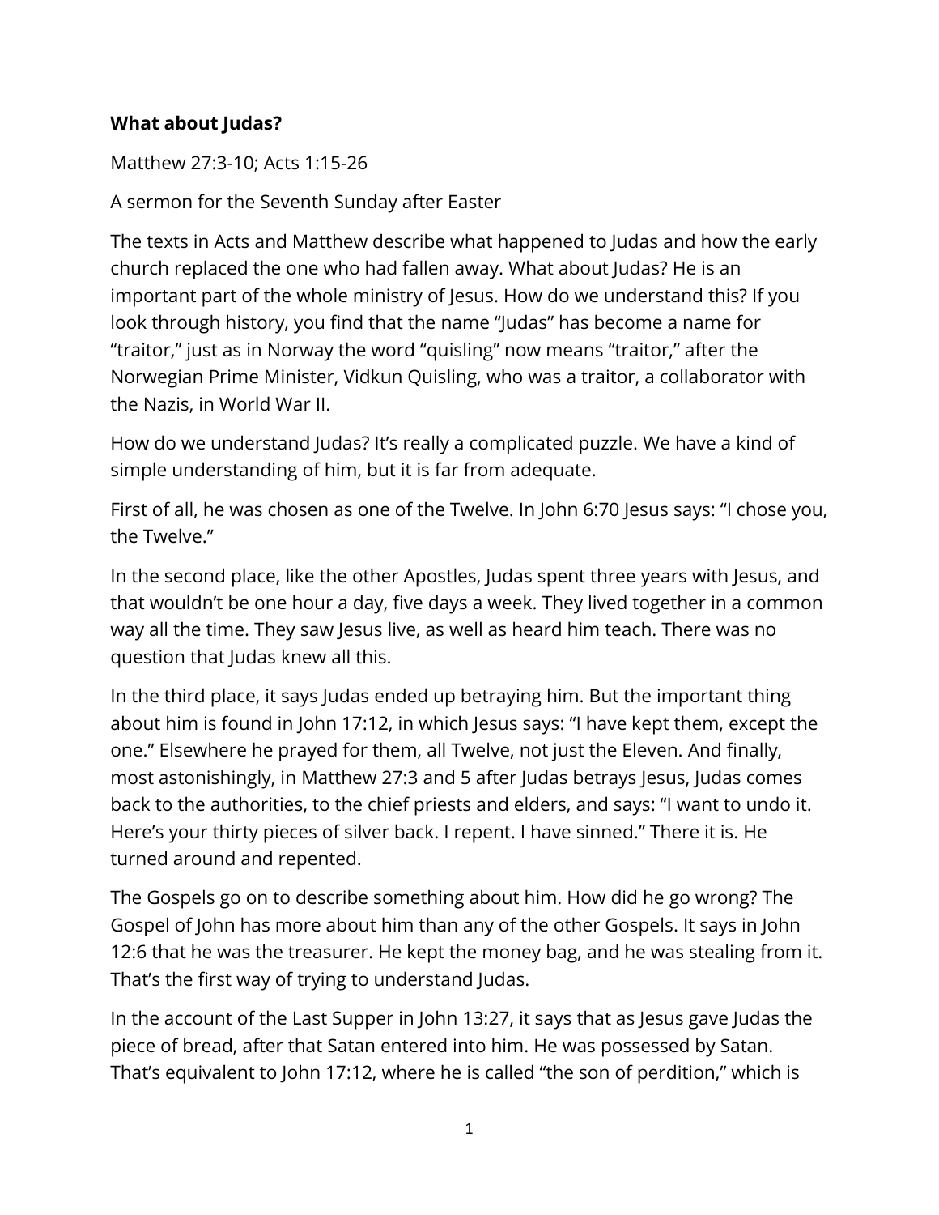**What about Judas?**

Matthew 27:3-10; Acts 1:15-26

A sermon for the Seventh Sunday after Easter

The texts in Acts and Matthew describe what happened to Judas and how the early church replaced the one who had fallen away. What about Judas? He is an important part of the whole ministry of Jesus. How do we understand this? If you look through history, you find that the name "Judas" has become a name for "traitor," just as in Norway the word "quisling" now means "traitor," after the Norwegian Prime Minister, Vidkun Quisling, who was a traitor, a collaborator with the Nazis, in World War II.

How do we understand Judas? It's really a complicated puzzle. We have a kind of simple understanding of him, but it is far from adequate.

First of all, he was chosen as one of the Twelve. In John 6:70 Jesus says: "I chose you, the Twelve."

In the second place, like the other Apostles, Judas spent three years with Jesus, and that wouldn't be one hour a day, five days a week. They lived together in a common way all the time. They saw Jesus live, as well as heard him teach. There was no question that Judas knew all this.

In the third place, it says Judas ended up betraying him. But the important thing about him is found in John 17:12, in which Jesus says: "I have kept them, except the one." Elsewhere he prayed for them, all Twelve, not just the Eleven. And finally, most astonishingly, in Matthew 27:3 and 5 after Judas betrays Jesus, Judas comes back to the authorities, to the chief priests and elders, and says: "I want to undo it. Here's your thirty pieces of silver back. I repent. I have sinned." There it is. He turned around and repented.

The Gospels go on to describe something about him. How did he go wrong? The Gospel of John has more about him than any of the other Gospels. It says in John 12:6 that he was the treasurer. He kept the money bag, and he was stealing from it. That's the first way of trying to understand Judas.

In the account of the Last Supper in John 13:27, it says that as Jesus gave Judas the piece of bread, after that Satan entered into him. He was possessed by Satan. That's equivalent to John 17:12, where he is called "the son of perdition," which is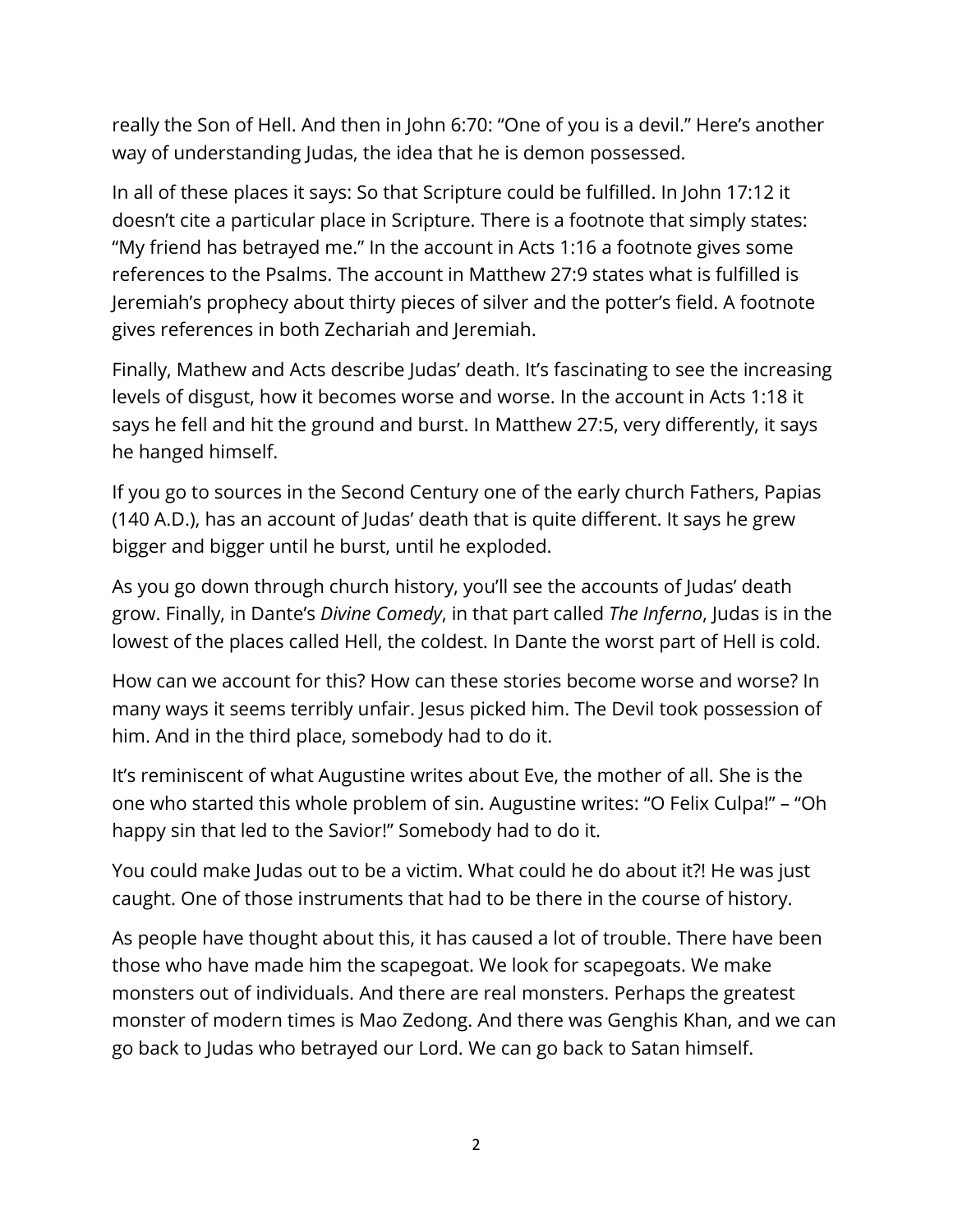really the Son of Hell. And then in John 6:70: “One of you is a devil.” Here’s another way of understanding Judas, the idea that he is demon possessed.

In all of these places it says: So that Scripture could be fulfilled. In John 17:12 it doesn’t cite a particular place in Scripture. There is a footnote that simply states: “My friend has betrayed me.” In the account in Acts 1:16 a footnote gives some references to the Psalms. The account in Matthew 27:9 states what is fulfilled is Jeremiah’s prophecy about thirty pieces of silver and the potter’s field. A footnote gives references in both Zechariah and Jeremiah.

Finally, Mathew and Acts describe Judas’ death. It’s fascinating to see the increasing levels of disgust, how it becomes worse and worse. In the account in Acts 1:18 it says he fell and hit the ground and burst. In Matthew 27:5, very differently, it says he hanged himself.

If you go to sources in the Second Century one of the early church Fathers, Papias (140 A.D.), has an account of Judas’ death that is quite different. It says he grew bigger and bigger until he burst, until he exploded.

As you go down through church history, you’ll see the accounts of Judas’ death grow. Finally, in Dante’s *Divine Comedy*, in that part called *The Inferno*, Judas is in the lowest of the places called Hell, the coldest. In Dante the worst part of Hell is cold.

How can we account for this? How can these stories become worse and worse? In many ways it seems terribly unfair. Jesus picked him. The Devil took possession of him. And in the third place, somebody had to do it.

It’s reminiscent of what Augustine writes about Eve, the mother of all. She is the one who started this whole problem of sin. Augustine writes: “O Felix Culpa!” – “Oh happy sin that led to the Savior!” Somebody had to do it.

You could make Judas out to be a victim. What could he do about it?! He was just caught. One of those instruments that had to be there in the course of history.

As people have thought about this, it has caused a lot of trouble. There have been those who have made him the scapegoat. We look for scapegoats. We make monsters out of individuals. And there are real monsters. Perhaps the greatest monster of modern times is Mao Zedong. And there was Genghis Khan, and we can go back to Judas who betrayed our Lord. We can go back to Satan himself.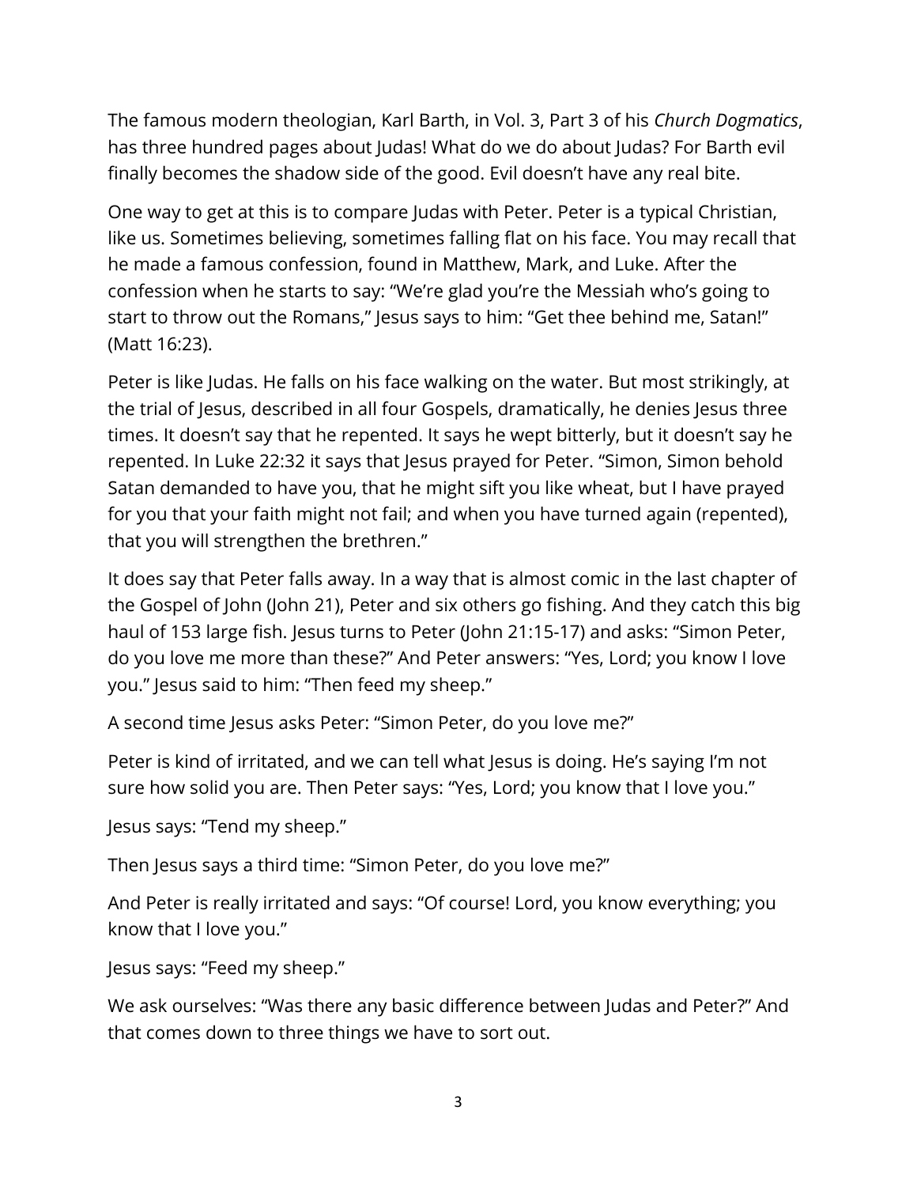The famous modern theologian, Karl Barth, in Vol. 3, Part 3 of his *Church Dogmatics*, has three hundred pages about Judas! What do we do about Judas? For Barth evil finally becomes the shadow side of the good. Evil doesn't have any real bite.

One way to get at this is to compare Judas with Peter. Peter is a typical Christian, like us. Sometimes believing, sometimes falling flat on his face. You may recall that he made a famous confession, found in Matthew, Mark, and Luke. After the confession when he starts to say: "We're glad you're the Messiah who's going to start to throw out the Romans," Jesus says to him: "Get thee behind me, Satan!" (Matt 16:23).

Peter is like Judas. He falls on his face walking on the water. But most strikingly, at the trial of Jesus, described in all four Gospels, dramatically, he denies Jesus three times. It doesn't say that he repented. It says he wept bitterly, but it doesn't say he repented. In Luke 22:32 it says that Jesus prayed for Peter. "Simon, Simon behold Satan demanded to have you, that he might sift you like wheat, but I have prayed for you that your faith might not fail; and when you have turned again (repented), that you will strengthen the brethren."

It does say that Peter falls away. In a way that is almost comic in the last chapter of the Gospel of John (John 21), Peter and six others go fishing. And they catch this big haul of 153 large fish. Jesus turns to Peter (John 21:15-17) and asks: "Simon Peter, do you love me more than these?" And Peter answers: "Yes, Lord; you know I love you." Jesus said to him: "Then feed my sheep."

A second time Jesus asks Peter: "Simon Peter, do you love me?"

Peter is kind of irritated, and we can tell what Jesus is doing. He's saying I'm not sure how solid you are. Then Peter says: "Yes, Lord; you know that I love you."

Jesus says: "Tend my sheep."

Then Jesus says a third time: "Simon Peter, do you love me?"

And Peter is really irritated and says: "Of course! Lord, you know everything; you know that I love you."

Jesus says: "Feed my sheep."

We ask ourselves: "Was there any basic difference between Judas and Peter?" And that comes down to three things we have to sort out.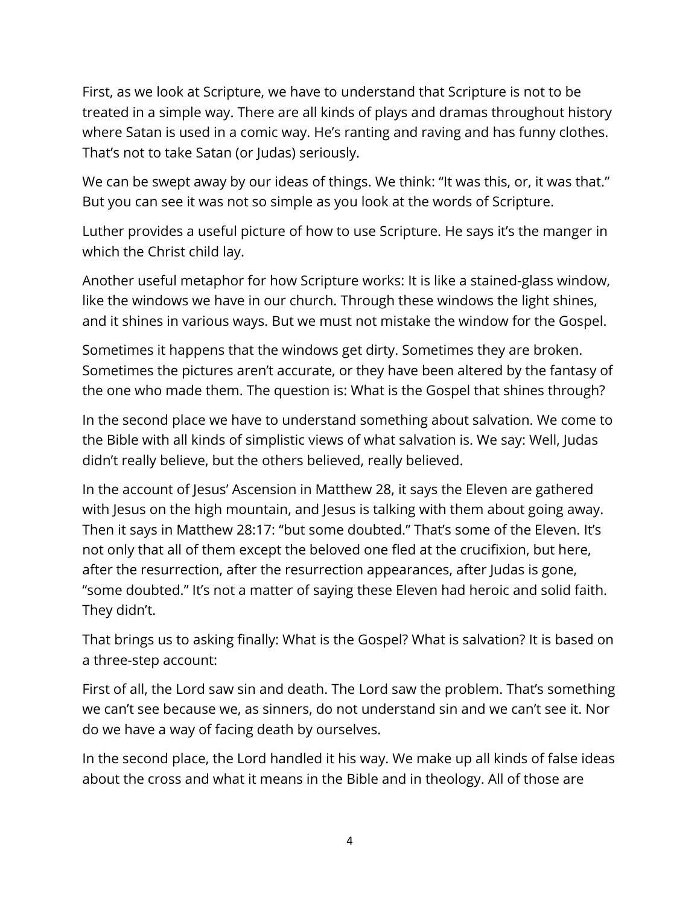First, as we look at Scripture, we have to understand that Scripture is not to be treated in a simple way. There are all kinds of plays and dramas throughout history where Satan is used in a comic way. He's ranting and raving and has funny clothes. That's not to take Satan (or Judas) seriously.

We can be swept away by our ideas of things. We think: "It was this, or, it was that." But you can see it was not so simple as you look at the words of Scripture.

Luther provides a useful picture of how to use Scripture. He says it's the manger in which the Christ child lay.

Another useful metaphor for how Scripture works: It is like a stained-glass window, like the windows we have in our church. Through these windows the light shines, and it shines in various ways. But we must not mistake the window for the Gospel.

Sometimes it happens that the windows get dirty. Sometimes they are broken. Sometimes the pictures aren't accurate, or they have been altered by the fantasy of the one who made them. The question is: What is the Gospel that shines through?

In the second place we have to understand something about salvation. We come to the Bible with all kinds of simplistic views of what salvation is. We say: Well, Judas didn't really believe, but the others believed, really believed.

In the account of Jesus' Ascension in Matthew 28, it says the Eleven are gathered with Jesus on the high mountain, and Jesus is talking with them about going away. Then it says in Matthew 28:17: "but some doubted." That's some of the Eleven. It's not only that all of them except the beloved one fled at the crucifixion, but here, after the resurrection, after the resurrection appearances, after Judas is gone, "some doubted." It's not a matter of saying these Eleven had heroic and solid faith. They didn't.

That brings us to asking finally: What is the Gospel? What is salvation? It is based on a three-step account:

First of all, the Lord saw sin and death. The Lord saw the problem. That's something we can't see because we, as sinners, do not understand sin and we can't see it. Nor do we have a way of facing death by ourselves.

In the second place, the Lord handled it his way. We make up all kinds of false ideas about the cross and what it means in the Bible and in theology. All of those are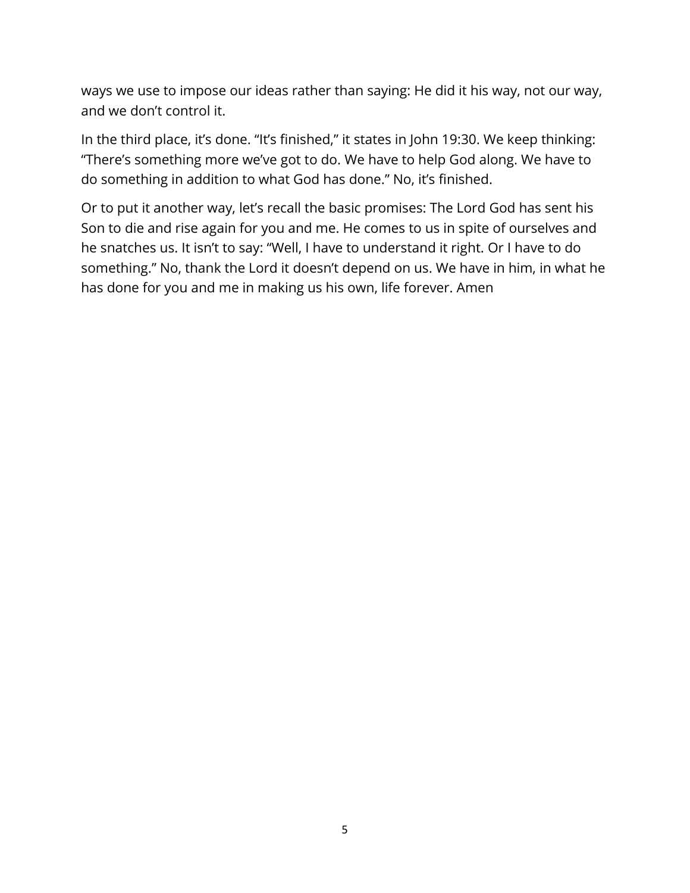ways we use to impose our ideas rather than saying: He did it his way, not our way, and we don't control it.

In the third place, it's done. "It's finished," it states in John 19:30. We keep thinking: "There's something more we've got to do. We have to help God along. We have to do something in addition to what God has done." No, it's finished.

Or to put it another way, let's recall the basic promises: The Lord God has sent his Son to die and rise again for you and me. He comes to us in spite of ourselves and he snatches us. It isn't to say: "Well, I have to understand it right. Or I have to do something." No, thank the Lord it doesn't depend on us. We have in him, in what he has done for you and me in making us his own, life forever. Amen